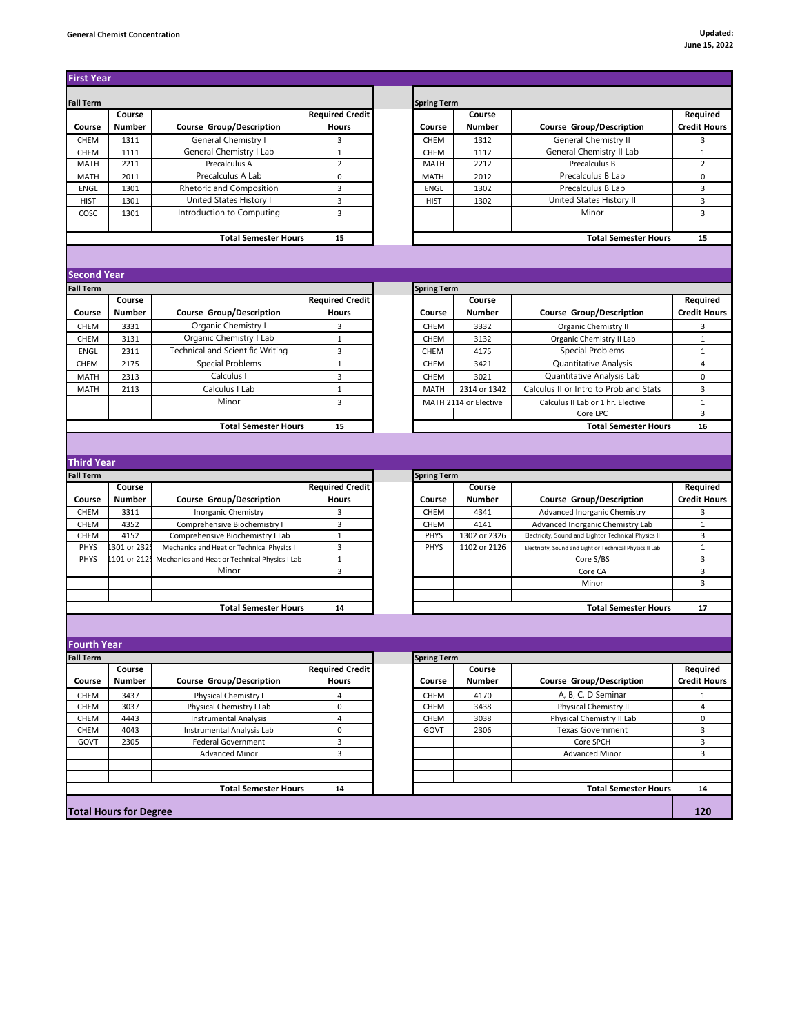**General Chemist Concentration**

**Updated: June 15, 2022**

## First Year

| Fall Term | | | | | Spring Term | | | |
|---|---|---|---|---|---|---|---|---|
| Course | Course Number | Course Group/Description | Required Credit Hours | | Course | Course Number | Course Group/Description | Required Credit Hours |
| CHEM | 1311 | General Chemistry I | 3 | | CHEM | 1312 | General Chemistry II | 3 |
| CHEM | 1111 | General Chemistry I Lab | 1 | | CHEM | 1112 | General Chemistry II Lab | 1 |
| MATH | 2211 | Precalculus A | 2 | | MATH | 2212 | Precalculus B | 2 |
| MATH | 2011 | Precalculus A Lab | 0 | | MATH | 2012 | Precalculus B Lab | 0 |
| ENGL | 1301 | Rhetoric and Composition | 3 | | ENGL | 1302 | Precalculus B Lab | 3 |
| HIST | 1301 | United States History I | 3 | | HIST | 1302 | United States History II | 3 |
| COSC | 1301 | Introduction to Computing | 3 | | | | Minor | 3 |
| | | | | | | | | |
| | | Total Semester Hours | 15 | | | | Total Semester Hours | 15 |

## Second Year

| Fall Term | | | | | Spring Term | | | |
|---|---|---|---|---|---|---|---|---|
| Course | Course Number | Course Group/Description | Required Credit Hours | | Course | Course Number | Course Group/Description | Required Credit Hours |
| CHEM | 3331 | Organic Chemistry I | 3 | | CHEM | 3332 | Organic Chemistry II | 3 |
| CHEM | 3131 | Organic Chemistry I Lab | 1 | | CHEM | 3132 | Organic Chemistry II Lab | 1 |
| ENGL | 2311 | Technical and Scientific Writing | 3 | | CHEM | 4175 | Special Problems | 1 |
| CHEM | 2175 | Special Problems | 1 | | CHEM | 3421 | Quantitative Analysis | 4 |
| MATH | 2313 | Calculus I | 3 | | CHEM | 3021 | Quantitative Analysis Lab | 0 |
| MATH | 2113 | Calculus I Lab | 1 | | MATH | 2314 or 1342 | Calculus II or Intro to Prob and Stats | 3 |
| | | Minor | 3 | | MATH 2114 or Elective | | Calculus II Lab or 1 hr. Elective | 1 |
| | | | | | | | Core LPC | 3 |
| | | Total Semester Hours | 15 | | | | Total Semester Hours | 16 |

## Third Year

| Fall Term | | | | | Spring Term | | | |
|---|---|---|---|---|---|---|---|---|
| Course | Course Number | Course Group/Description | Required Credit Hours | | Course | Course Number | Course Group/Description | Required Credit Hours |
| CHEM | 3311 | Inorganic Chemistry | 3 | | CHEM | 4341 | Advanced Inorganic Chemistry | 3 |
| CHEM | 4352 | Comprehensive Biochemistry I | 3 | | CHEM | 4141 | Advanced Inorganic Chemistry Lab | 1 |
| CHEM | 4152 | Comprehensive Biochemistry I Lab | 1 | | PHYS | 1302 or 2326 | Electricity, Sound and Lightor Technical Physics II | 3 |
| PHYS | 1301 or 2325 | Mechanics and Heat or Technical Physics I | 3 | | PHYS | 1102 or 2126 | Electricity, Sound and Light or Technical Physics II Lab | 1 |
| PHYS | 1101 or 2125 | Mechanics and Heat or Technical Physics I Lab | 1 | | | | Core S/BS | 3 |
| | | Minor | 3 | | | | Core CA | 3 |
| | | | | | | | Minor | 3 |
| | | | | | | | | |
| | | Total Semester Hours | 14 | | | | Total Semester Hours | 17 |

## Fourth Year

| Fall Term | | | | | Spring Term | | | |
|---|---|---|---|---|---|---|---|---|
| Course | Course Number | Course Group/Description | Required Credit Hours | | Course | Course Number | Course Group/Description | Required Credit Hours |
| CHEM | 3437 | Physical Chemistry I | 4 | | CHEM | 4170 | A, B, C, D Seminar | 1 |
| CHEM | 3037 | Physical Chemistry I Lab | 0 | | CHEM | 3438 | Physical Chemistry II | 4 |
| CHEM | 4443 | Instrumental Analysis | 4 | | CHEM | 3038 | Physical Chemistry II Lab | 0 |
| CHEM | 4043 | Instrumental Analysis Lab | 0 | | GOVT | 2306 | Texas Government | 3 |
| GOVT | 2305 | Federal Government | 3 | | | | Core SPCH | 3 |
| | | Advanced Minor | 3 | | | | Advanced Minor | 3 |
| | | | | | | | | |
| | | | | | | | | |
| | | Total Semester Hours | 14 | | | | Total Semester Hours | 14 |

**Total Hours for Degree** **120**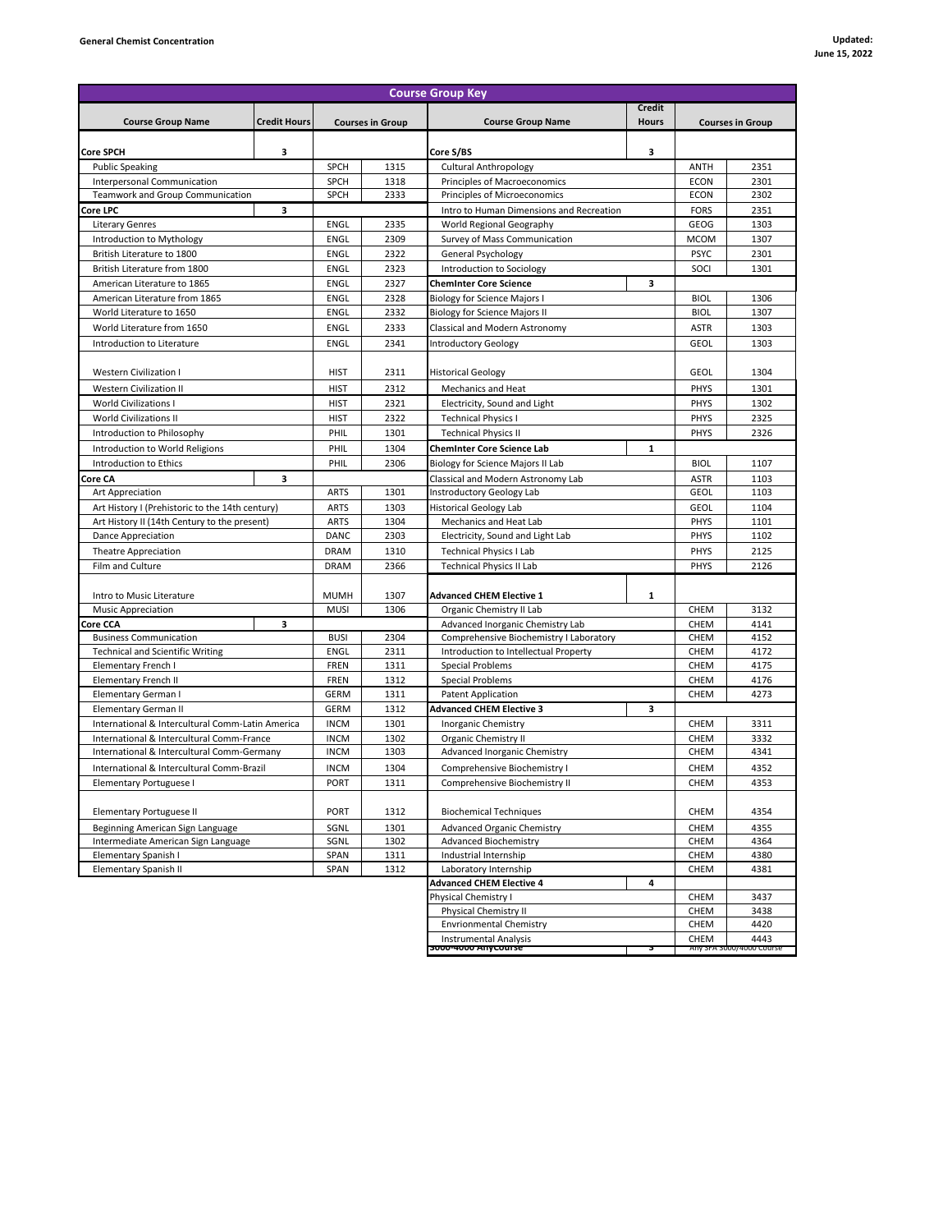**General Chemist Concentration**

**Updated: June 15, 2022**

| Course Group Key | | | | | | |
|---|---|---|---|---|---|---|
| **Course Group Name** | **Credit Hours** | **Courses in Group** | | **Course Group Name** | **Credit Hours** | **Courses in Group** | |
| **Core SPCH** | **3** | | | **Core S/BS** | **3** | | |
| Public Speaking | | SPCH | 1315 | Cultural Anthropology | | ANTH | 2351 |
| Interpersonal Communication | | SPCH | 1318 | Principles of Macroeconomics | | ECON | 2301 |
| Teamwork and Group Communication | | SPCH | 2333 | Principles of Microeconomics | | ECON | 2302 |
| **Core LPC** | **3** | | | Intro to Human Dimensions and Recreation | | FORS | 2351 |
| Literary Genres | | ENGL | 2335 | World Regional Geography | | GEOG | 1303 |
| Introduction to Mythology | | ENGL | 2309 | Survey of Mass Communication | | MCOM | 1307 |
| British Literature to 1800 | | ENGL | 2322 | General Psychology | | PSYC | 2301 |
| British Literature from 1800 | | ENGL | 2323 | Introduction to Sociology | | SOCI | 1301 |
| American Literature to 1865 | | ENGL | 2327 | **ChemInter Core Science** | **3** | | |
| American Literature from 1865 | | ENGL | 2328 | Biology for Science Majors I | | BIOL | 1306 |
| World Literature to 1650 | | ENGL | 2332 | Biology for Science Majors II | | BIOL | 1307 |
| World Literature from 1650 | | ENGL | 2333 | Classical and Modern Astronomy | | ASTR | 1303 |
| Introduction to Literature | | ENGL | 2341 | Introductory Geology | | GEOL | 1303 |
| Western Civilization I | | HIST | 2311 | Historical Geology | | GEOL | 1304 |
| Western Civilization II | | HIST | 2312 | Mechanics and Heat | | PHYS | 1301 |
| World Civilizations I | | HIST | 2321 | Electricity, Sound and Light | | PHYS | 1302 |
| World Civilizations II | | HIST | 2322 | Technical Physics I | | PHYS | 2325 |
| Introduction to Philosophy | | PHIL | 1301 | Technical Physics II | | PHYS | 2326 |
| Introduction to World Religions | | PHIL | 1304 | **ChemInter Core Science Lab** | **1** | | |
| Introduction to Ethics | | PHIL | 2306 | Biology for Science Majors II Lab | | BIOL | 1107 |
| **Core CA** | **3** | | | Classical and Modern Astronomy Lab | | ASTR | 1103 |
| Art Appreciation | | ARTS | 1301 | Instroductory Geology Lab | | GEOL | 1103 |
| Art History I (Prehistoric to the 14th century) | | ARTS | 1303 | Historical Geology Lab | | GEOL | 1104 |
| Art History II (14th Century to the present) | | ARTS | 1304 | Mechanics and Heat Lab | | PHYS | 1101 |
| Dance Appreciation | | DANC | 2303 | Electricity, Sound and Light Lab | | PHYS | 1102 |
| Theatre Appreciation | | DRAM | 1310 | Technical Physics I Lab | | PHYS | 2125 |
| Film and Culture | | DRAM | 2366 | Technical Physics II Lab | | PHYS | 2126 |
| Intro to Music Literature | | MUMH | 1307 | **Advanced CHEM Elective 1** | **1** | | |
| Music Appreciation | | MUSI | 1306 | Organic Chemistry II Lab | | CHEM | 3132 |
| **Core CCA** | **3** | | | Advanced Inorganic Chemistry Lab | | CHEM | 4141 |
| Business Communication | | BUSI | 2304 | Comprehensive Biochemistry I Laboratory | | CHEM | 4152 |
| Technical and Scientific Writing | | ENGL | 2311 | Introduction to Intellectual Property | | CHEM | 4172 |
| Elementary French I | | FREN | 1311 | Special Problems | | CHEM | 4175 |
| Elementary French II | | FREN | 1312 | Special Problems | | CHEM | 4176 |
| Elementary German I | | GERM | 1311 | Patent Application | | CHEM | 4273 |
| Elementary German II | | GERM | 1312 | **Advanced CHEM Elective 3** | **3** | | |
| International & Intercultural Comm-Latin America | | INCM | 1301 | Inorganic Chemistry | | CHEM | 3311 |
| International & Intercultural Comm-France | | INCM | 1302 | Organic Chemistry II | | CHEM | 3332 |
| International & Intercultural Comm-Germany | | INCM | 1303 | Advanced Inorganic Chemistry | | CHEM | 4341 |
| International & Intercultural Comm-Brazil | | INCM | 1304 | Comprehensive Biochemistry I | | CHEM | 4352 |
| Elementary Portuguese I | | PORT | 1311 | Comprehensive Biochemistry II | | CHEM | 4353 |
| Elementary Portuguese II | | PORT | 1312 | Biochemical Techniques | | CHEM | 4354 |
| Beginning American Sign Language | | SGNL | 1301 | Advanced Organic Chemistry | | CHEM | 4355 |
| Intermediate American Sign Language | | SGNL | 1302 | Advanced Biochemistry | | CHEM | 4364 |
| Elementary Spanish I | | SPAN | 1311 | Industrial Internship | | CHEM | 4380 |
| Elementary Spanish II | | SPAN | 1312 | Laboratory Internship | | CHEM | 4381 |
| | | | | **Advanced CHEM Elective 4** | **4** | | |
| | | | | Physical Chemistry I | | CHEM | 3437 |
| | | | | Physical Chemistry II | | CHEM | 3438 |
| | | | | Envrionmental Chemistry | | CHEM | 4420 |
| | | | | Instrumental Analysis | | CHEM | 4443 |
| | | | | **3000-4000 AnyCourse** | **3** | Any SFA 3000/4000 Course | |